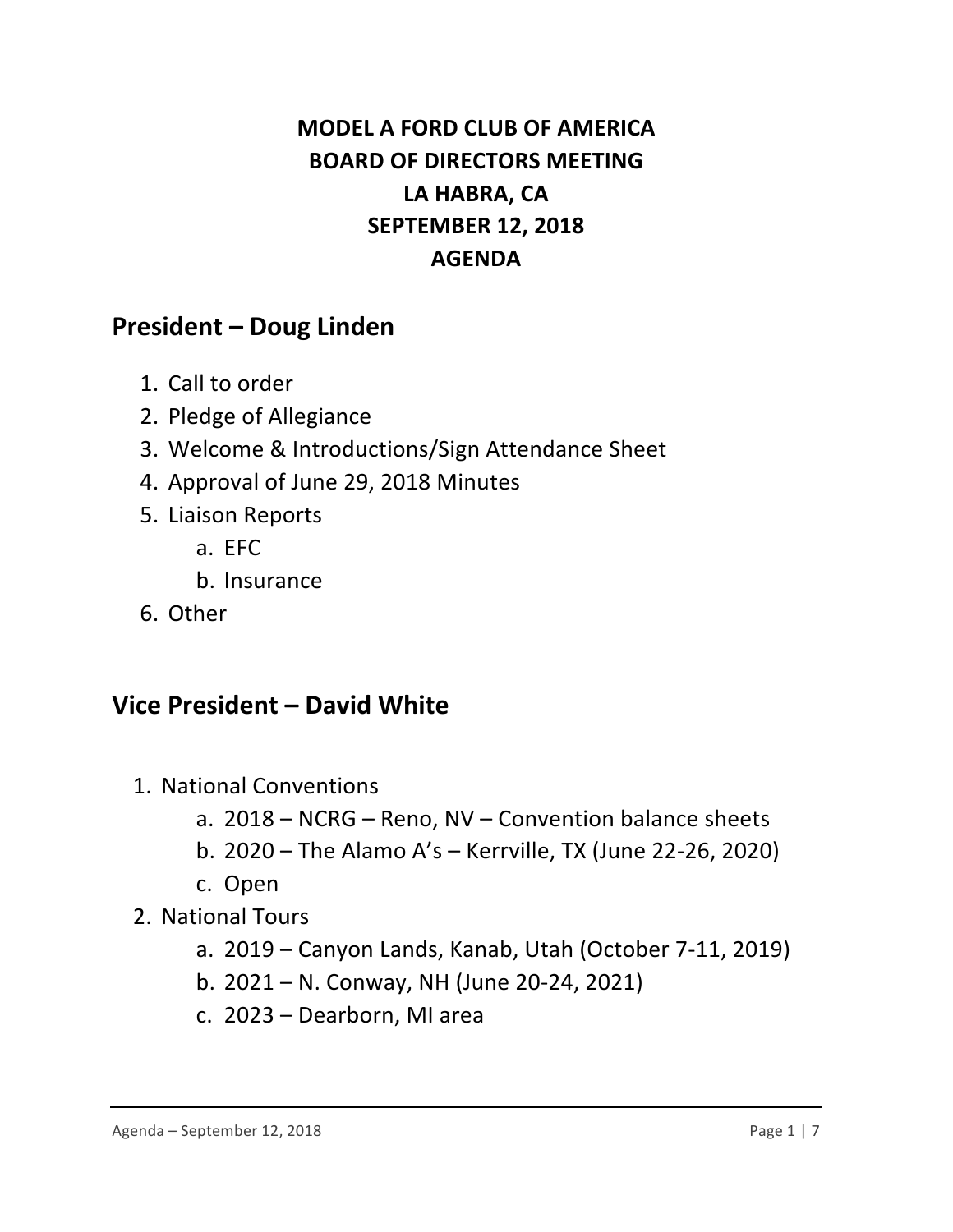# MODEL A FORD CLUB OF AMERICA
# BOARD OF DIRECTORS MEETING
# LA HABRA, CA
# SEPTEMBER 12, 2018
# AGENDA

## President – Doug Linden

1. Call to order
2. Pledge of Allegiance
3. Welcome & Introductions/Sign Attendance Sheet
4. Approval of June 29, 2018 Minutes
5. Liaison Reports
    a. EFC
    b. Insurance
6. Other

## Vice President – David White

1. National Conventions
    a. 2018 – NCRG – Reno, NV – Convention balance sheets
    b. 2020 – The Alamo A's – Kerrville, TX (June 22-26, 2020)
    c. Open
2. National Tours
    a. 2019 – Canyon Lands, Kanab, Utah (October 7-11, 2019)
    b. 2021 – N. Conway, NH (June 20-24, 2021)
    c. 2023 – Dearborn, MI area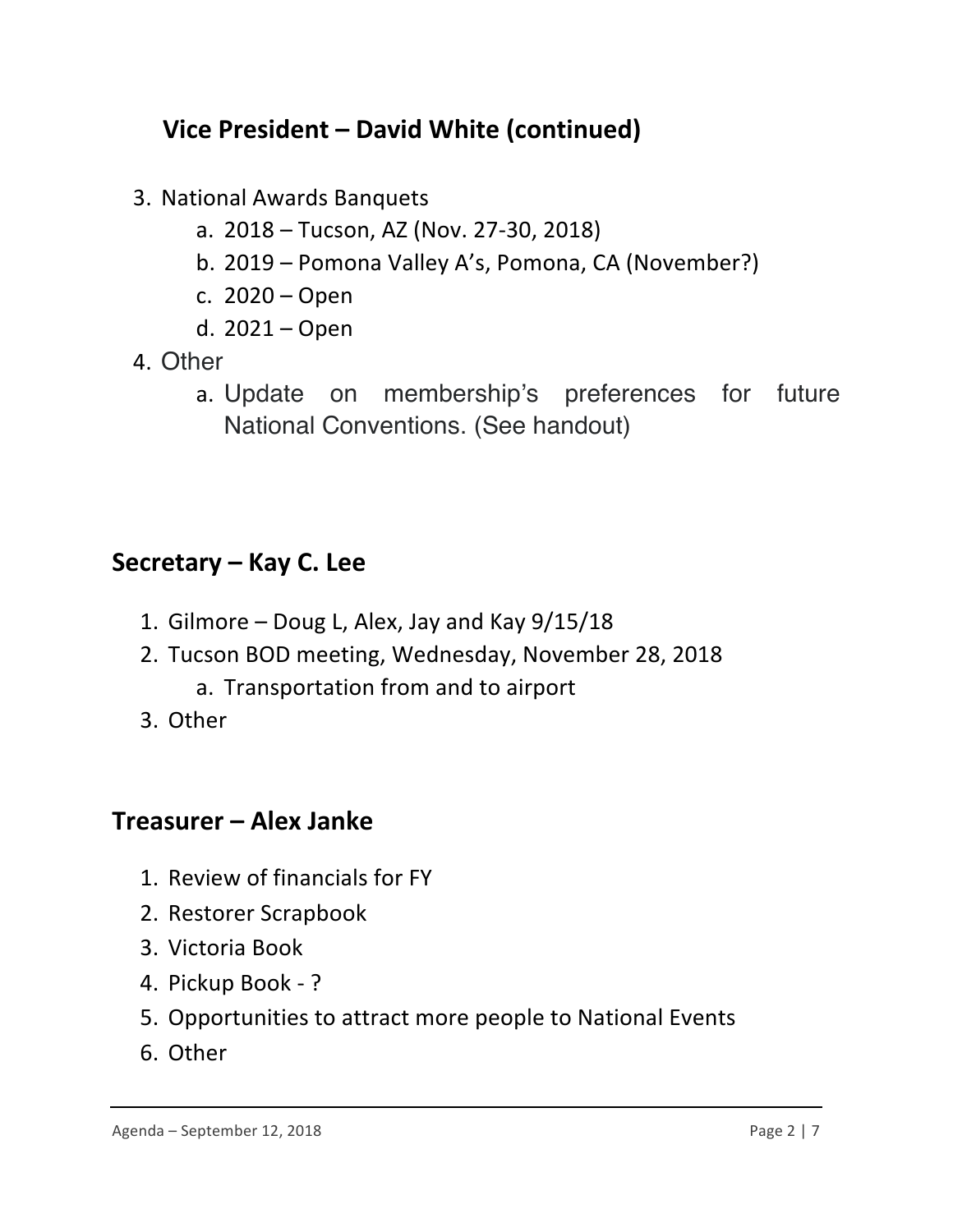## Vice President – David White (continued)

3. National Awards Banquets
    a. 2018 – Tucson, AZ (Nov. 27-30, 2018)
    b. 2019 – Pomona Valley A's, Pomona, CA (November?)
    c. 2020 – Open
    d. 2021 – Open
4. Other
    a. Update on membership's preferences for future National Conventions. (See handout)

## Secretary – Kay C. Lee

1. Gilmore – Doug L, Alex, Jay and Kay 9/15/18
2. Tucson BOD meeting, Wednesday, November 28, 2018
    a. Transportation from and to airport
3. Other

## Treasurer – Alex Janke

1. Review of financials for FY
2. Restorer Scrapbook
3. Victoria Book
4. Pickup Book - ?
5. Opportunities to attract more people to National Events
6. Other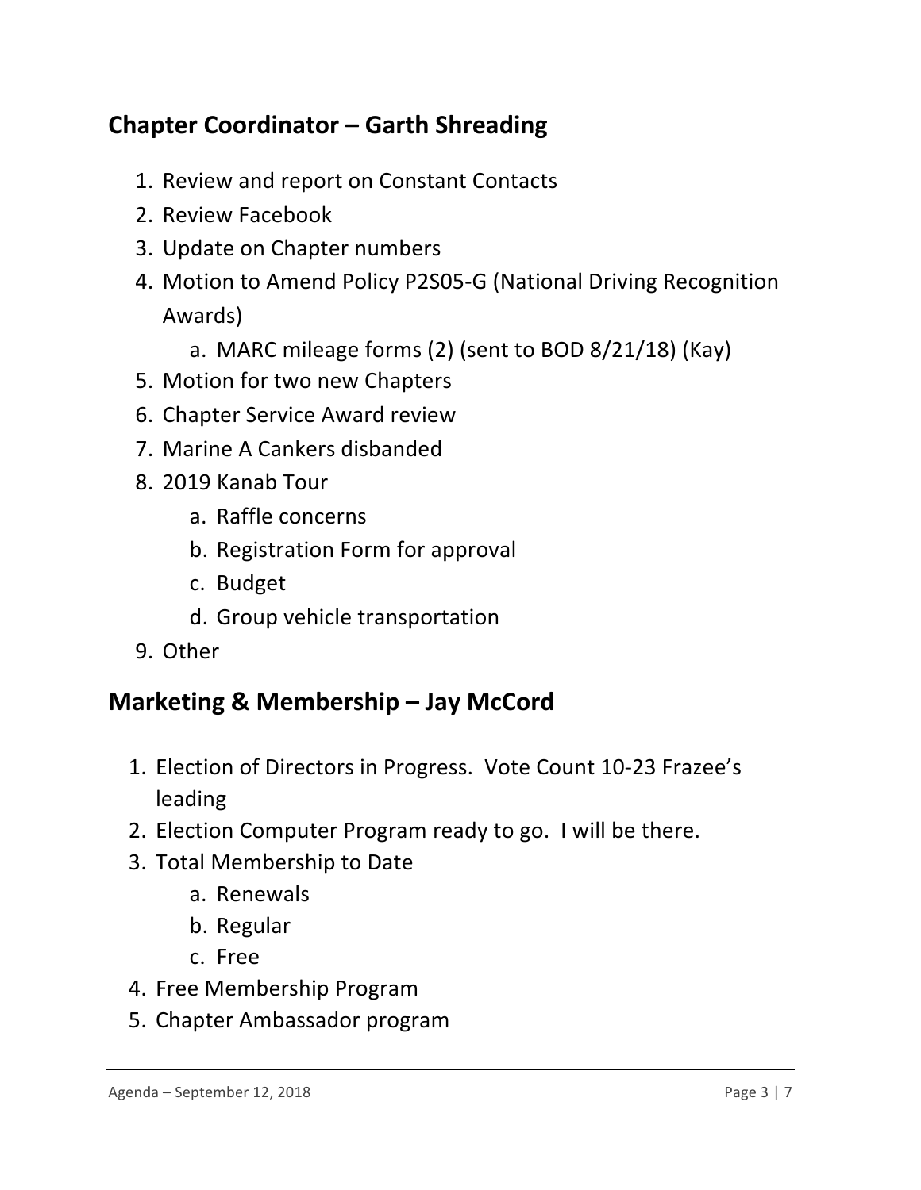## Chapter Coordinator – Garth Shreading

1. Review and report on Constant Contacts
2. Review Facebook
3. Update on Chapter numbers
4. Motion to Amend Policy P2S05-G (National Driving Recognition Awards)
    a. MARC mileage forms (2) (sent to BOD 8/21/18) (Kay)
5. Motion for two new Chapters
6. Chapter Service Award review
7. Marine A Cankers disbanded
8. 2019 Kanab Tour
    a. Raffle concerns
    b. Registration Form for approval
    c. Budget
    d. Group vehicle transportation
9. Other

## Marketing & Membership – Jay McCord

1. Election of Directors in Progress. Vote Count 10-23 Frazee's leading
2. Election Computer Program ready to go. I will be there.
3. Total Membership to Date
    a. Renewals
    b. Regular
    c. Free
4. Free Membership Program
5. Chapter Ambassador program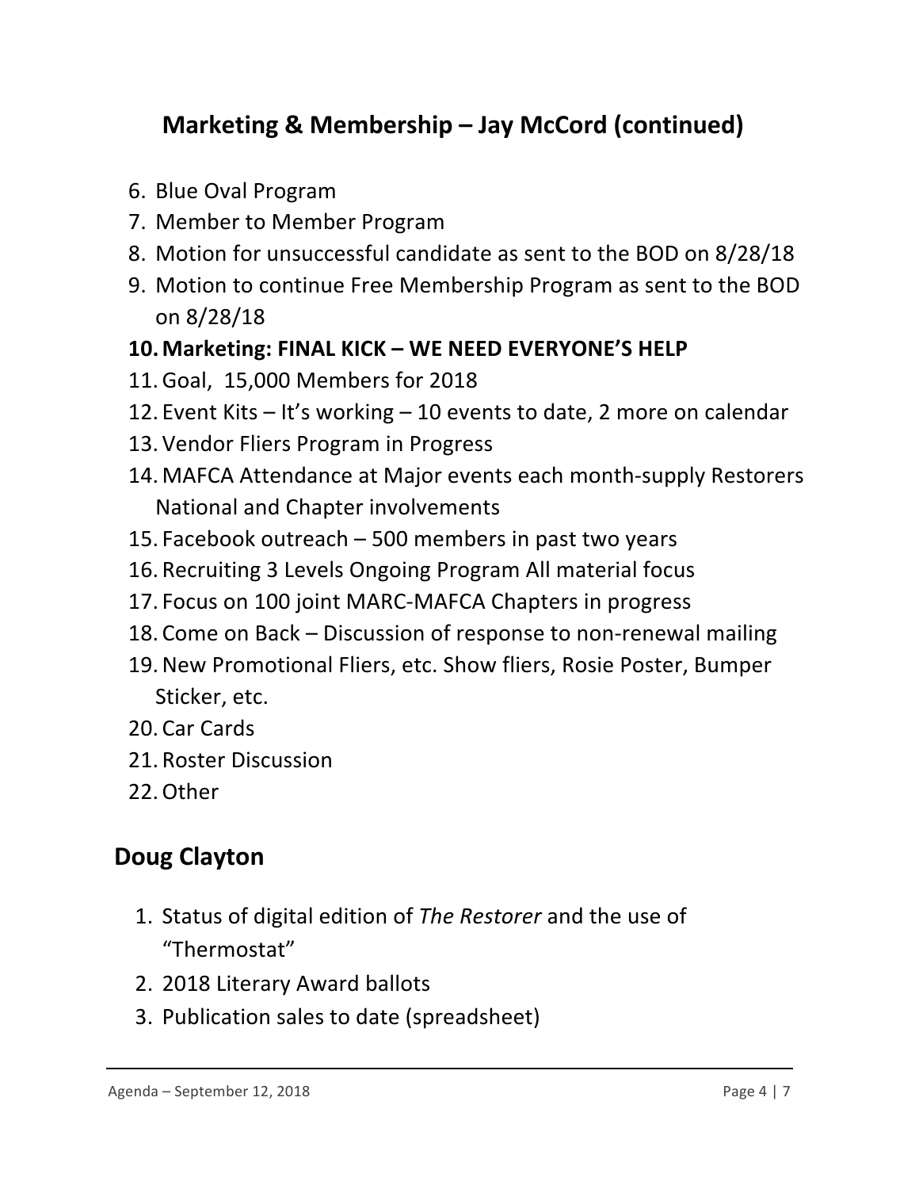## Marketing & Membership – Jay McCord (continued)

6. Blue Oval Program
7. Member to Member Program
8. Motion for unsuccessful candidate as sent to the BOD on 8/28/18
9. Motion to continue Free Membership Program as sent to the BOD on 8/28/18
10. **Marketing: FINAL KICK – WE NEED EVERYONE'S HELP**
11. Goal, 15,000 Members for 2018
12. Event Kits – It's working – 10 events to date, 2 more on calendar
13. Vendor Fliers Program in Progress
14. MAFCA Attendance at Major events each month-supply Restorers National and Chapter involvements
15. Facebook outreach – 500 members in past two years
16. Recruiting 3 Levels Ongoing Program All material focus
17. Focus on 100 joint MARC-MAFCA Chapters in progress
18. Come on Back – Discussion of response to non-renewal mailing
19. New Promotional Fliers, etc. Show fliers, Rosie Poster, Bumper Sticker, etc.
20. Car Cards
21. Roster Discussion
22. Other

## Doug Clayton

1. Status of digital edition of *The Restorer* and the use of "Thermostat"
2. 2018 Literary Award ballots
3. Publication sales to date (spreadsheet)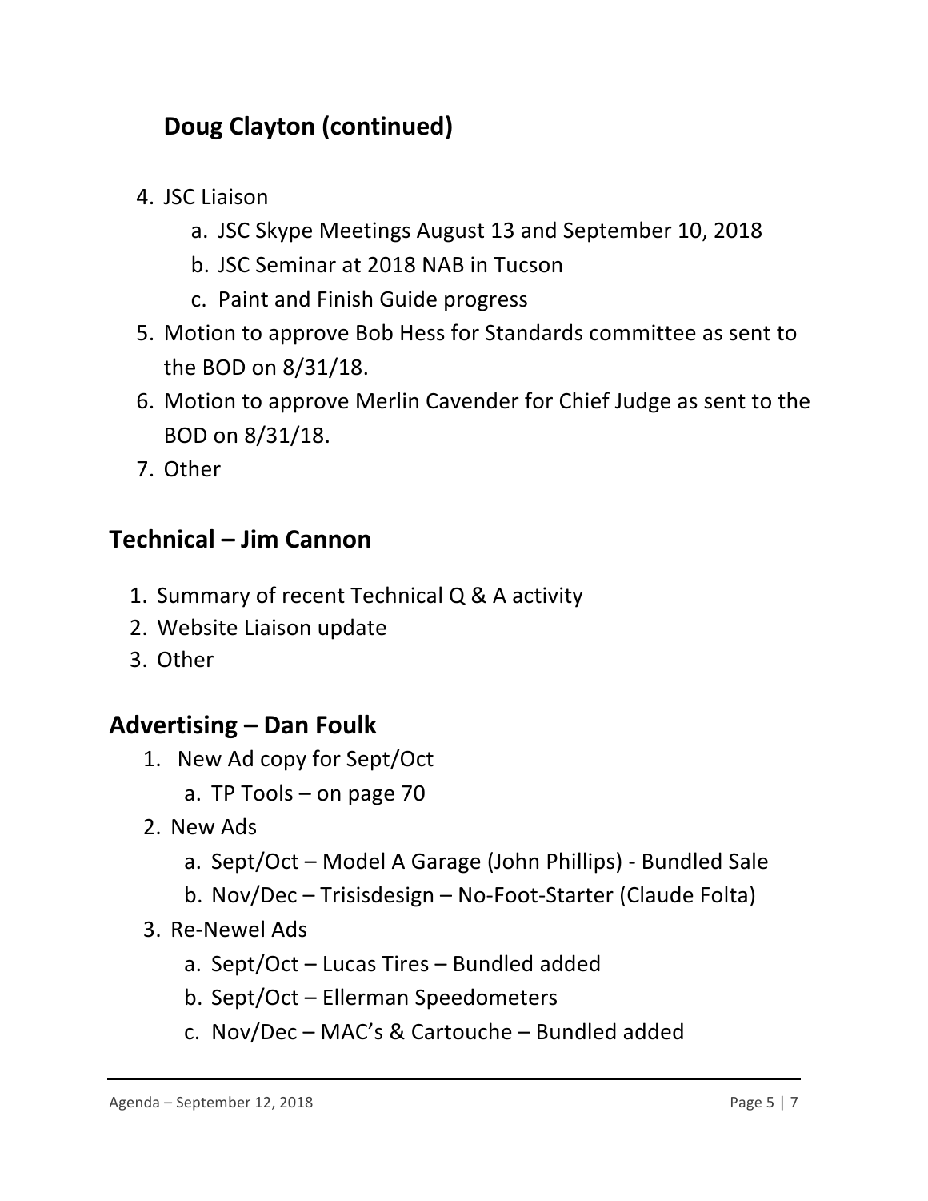## Doug Clayton (continued)

4. JSC Liaison
    a. JSC Skype Meetings August 13 and September 10, 2018
    b. JSC Seminar at 2018 NAB in Tucson
    c. Paint and Finish Guide progress
5. Motion to approve Bob Hess for Standards committee as sent to the BOD on 8/31/18.
6. Motion to approve Merlin Cavender for Chief Judge as sent to the BOD on 8/31/18.
7. Other

## Technical – Jim Cannon

1. Summary of recent Technical Q & A activity
2. Website Liaison update
3. Other

## Advertising – Dan Foulk

1. New Ad copy for Sept/Oct
    a. TP Tools – on page 70
2. New Ads
    a. Sept/Oct – Model A Garage (John Phillips) - Bundled Sale
    b. Nov/Dec – Trisisdesign – No-Foot-Starter (Claude Folta)
3. Re-Newel Ads
    a. Sept/Oct – Lucas Tires – Bundled added
    b. Sept/Oct – Ellerman Speedometers
    c. Nov/Dec – MAC's & Cartouche – Bundled added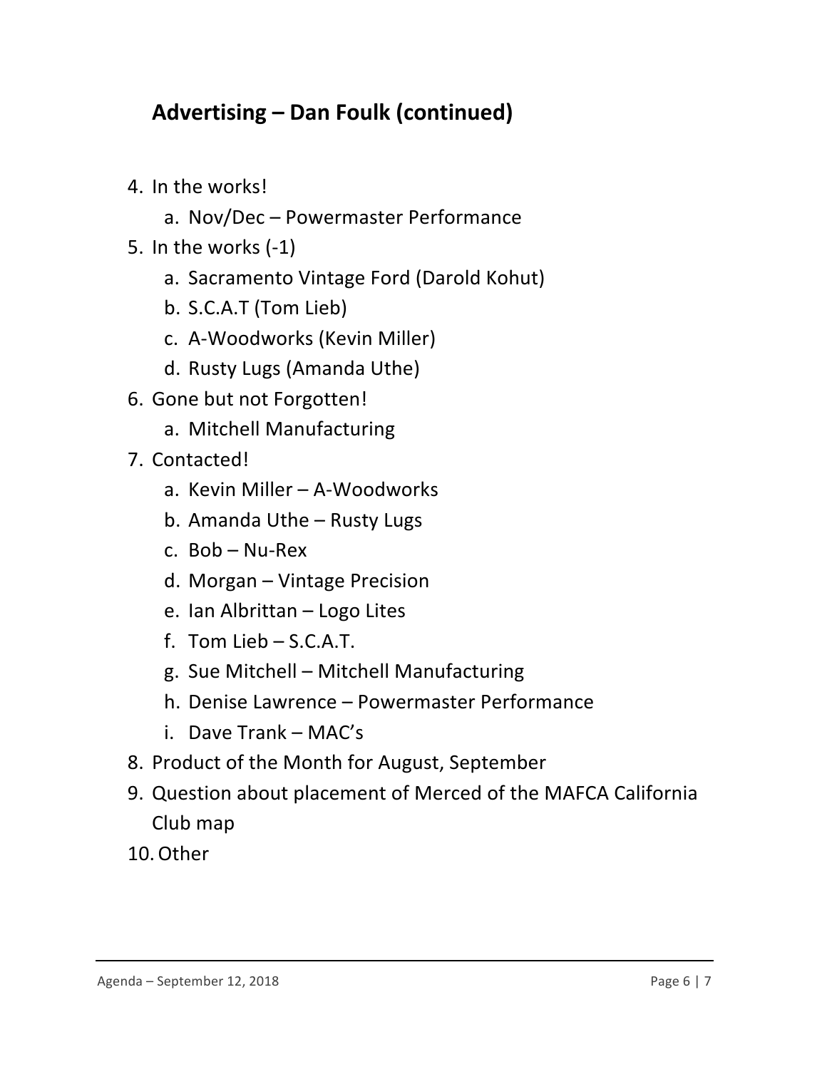## Advertising – Dan Foulk (continued)

4. In the works!
    a. Nov/Dec – Powermaster Performance
5. In the works (-1)
    a. Sacramento Vintage Ford (Darold Kohut)
    b. S.C.A.T (Tom Lieb)
    c. A-Woodworks (Kevin Miller)
    d. Rusty Lugs (Amanda Uthe)
6. Gone but not Forgotten!
    a. Mitchell Manufacturing
7. Contacted!
    a. Kevin Miller – A-Woodworks
    b. Amanda Uthe – Rusty Lugs
    c. Bob – Nu-Rex
    d. Morgan – Vintage Precision
    e. Ian Albrittan – Logo Lites
    f. Tom Lieb – S.C.A.T.
    g. Sue Mitchell – Mitchell Manufacturing
    h. Denise Lawrence – Powermaster Performance
    i. Dave Trank – MAC's
8. Product of the Month for August, September
9. Question about placement of Merced of the MAFCA California Club map
10. Other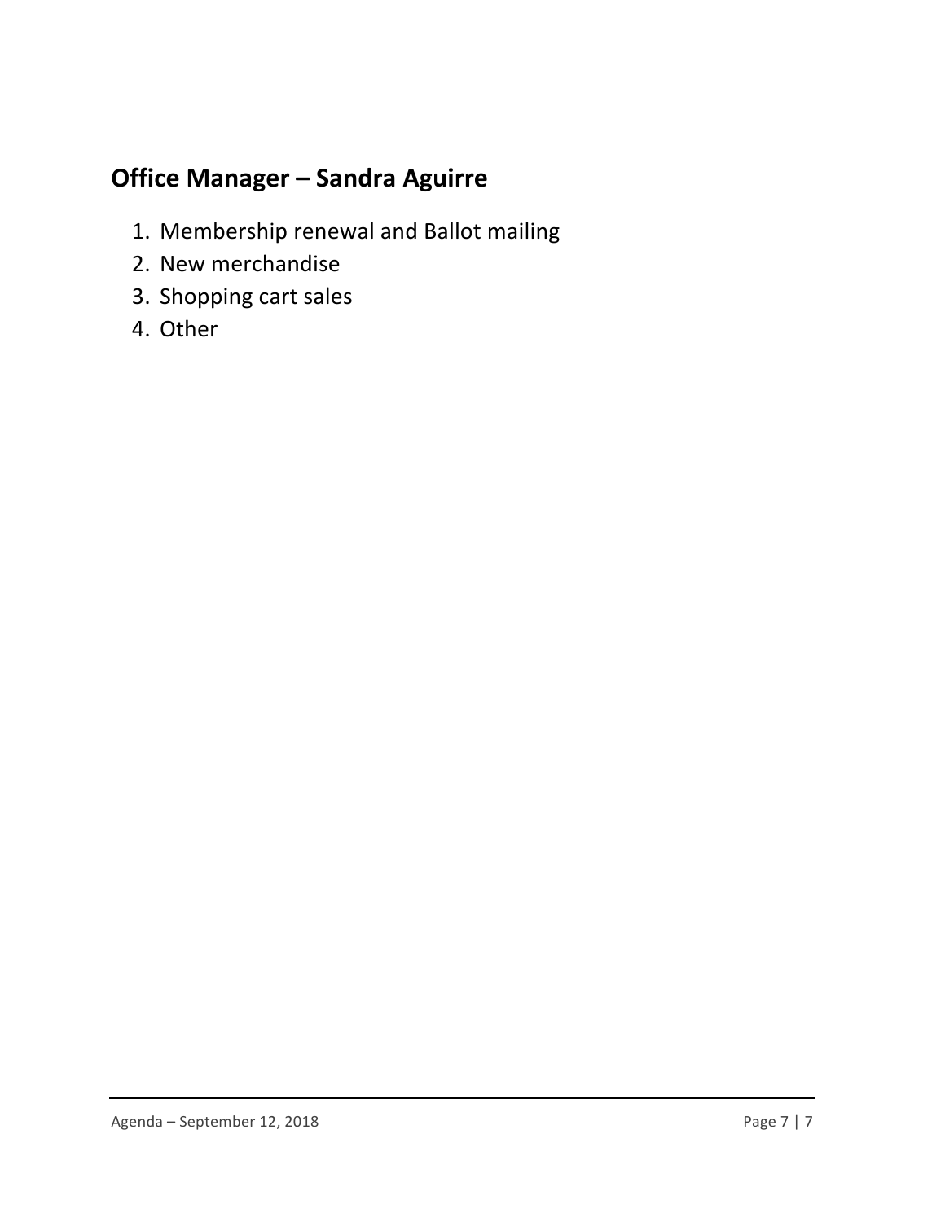## Office Manager – Sandra Aguirre

1. Membership renewal and Ballot mailing
2. New merchandise
3. Shopping cart sales
4. Other